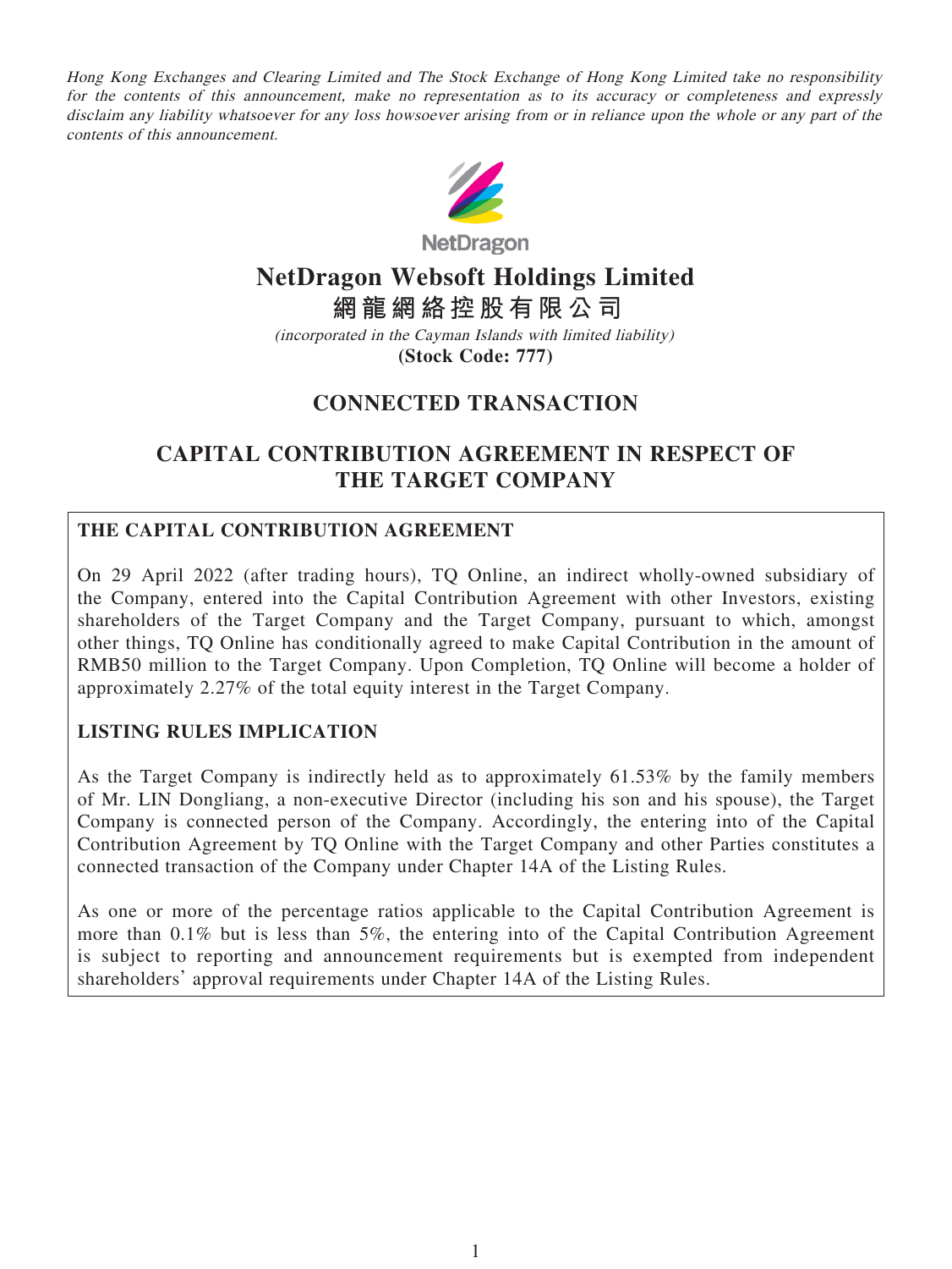*Hong Kong Exchanges and Clearing Limited and The Stock Exchange of Hong Kong Limited take no responsibility for the contents of this announcement, make no representation as to its accuracy or completeness and expressly disclaim any liability whatsoever for any loss howsoever arising from or in reliance upon the whole or any part of the contents of this announcement.*

NetDragon

# NetDragon Websoft Holdings Limited

# 網龍網絡控股有限公司

*(incorporated in the Cayman Islands with limited liability)*

**(Stock Code: 777)**

## CONNECTED TRANSACTION

## CAPITAL CONTRIBUTION AGREEMENT IN RESPECT OF THE TARGET COMPANY

### THE CAPITAL CONTRIBUTION AGREEMENT

On 29 April 2022 (after trading hours), TQ Online, an indirect wholly-owned subsidiary of the Company, entered into the Capital Contribution Agreement with other Investors, existing shareholders of the Target Company and the Target Company, pursuant to which, amongst other things, TQ Online has conditionally agreed to make Capital Contribution in the amount of RMB50 million to the Target Company. Upon Completion, TQ Online will become a holder of approximately 2.27% of the total equity interest in the Target Company.

### LISTING RULES IMPLICATION

As the Target Company is indirectly held as to approximately 61.53% by the family members of Mr. LIN Dongliang, a non-executive Director (including his son and his spouse), the Target Company is connected person of the Company. Accordingly, the entering into of the Capital Contribution Agreement by TQ Online with the Target Company and other Parties constitutes a connected transaction of the Company under Chapter 14A of the Listing Rules.

As one or more of the percentage ratios applicable to the Capital Contribution Agreement is more than 0.1% but is less than 5%, the entering into of the Capital Contribution Agreement is subject to reporting and announcement requirements but is exempted from independent shareholders' approval requirements under Chapter 14A of the Listing Rules.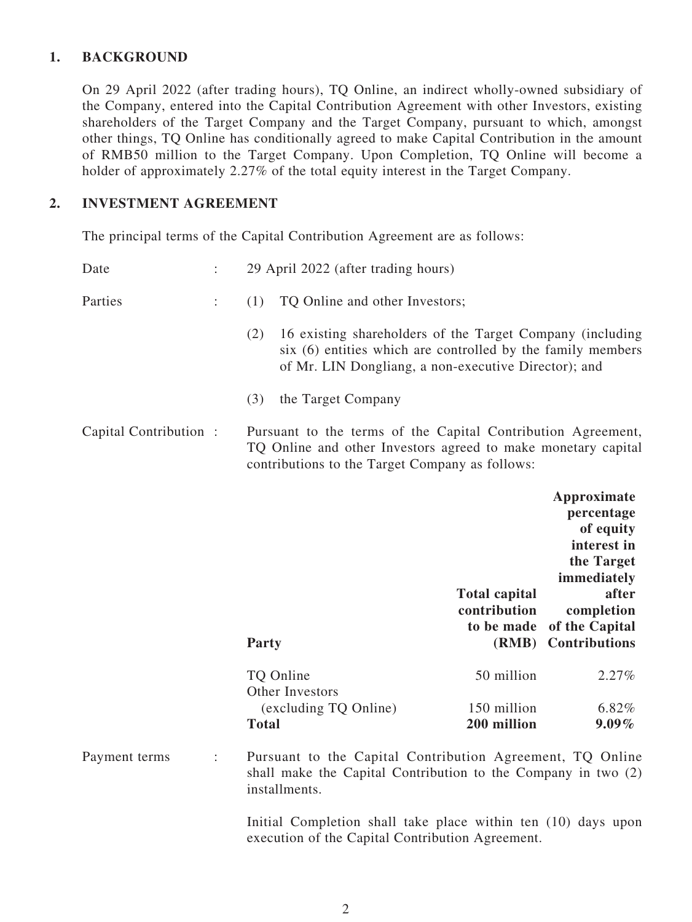## 1. BACKGROUND

On 29 April 2022 (after trading hours), TQ Online, an indirect wholly-owned subsidiary of the Company, entered into the Capital Contribution Agreement with other Investors, existing shareholders of the Target Company and the Target Company, pursuant to which, amongst other things, TQ Online has conditionally agreed to make Capital Contribution in the amount of RMB50 million to the Target Company. Upon Completion, TQ Online will become a holder of approximately 2.27% of the total equity interest in the Target Company.

## 2. INVESTMENT AGREEMENT

The principal terms of the Capital Contribution Agreement are as follows:

**Date** : 29 April 2022 (after trading hours)

**Parties** :

(1) TQ Online and other Investors;

(2) 16 existing shareholders of the Target Company (including six (6) entities which are controlled by the family members of Mr. LIN Dongliang, a non-executive Director); and

(3) the Target Company

**Capital Contribution** : Pursuant to the terms of the Capital Contribution Agreement, TQ Online and other Investors agreed to make monetary capital contributions to the Target Company as follows:

| Party | Total capital contribution to be made (RMB) | Approximate percentage of equity interest in the Target immediately after completion of the Capital Contributions |
|---|---|---|
| TQ Online | 50 million | 2.27% |
| Other Investors (excluding TQ Online) | 150 million | 6.82% |
| **Total** | **200 million** | **9.09%** |

**Payment terms** : Pursuant to the Capital Contribution Agreement, TQ Online shall make the Capital Contribution to the Company in two (2) installments.

Initial Completion shall take place within ten (10) days upon execution of the Capital Contribution Agreement.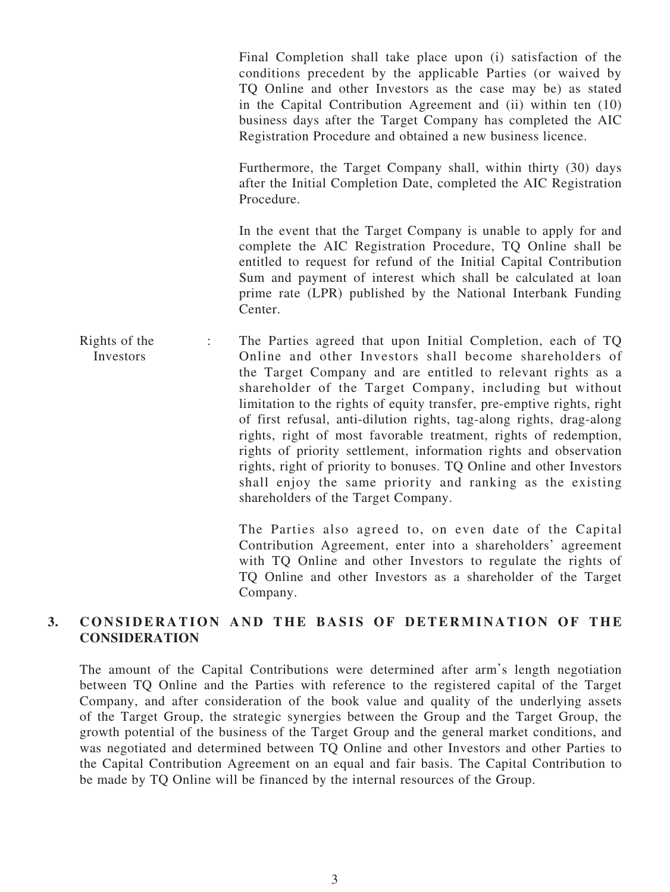Final Completion shall take place upon (i) satisfaction of the conditions precedent by the applicable Parties (or waived by TQ Online and other Investors as the case may be) as stated in the Capital Contribution Agreement and (ii) within ten (10) business days after the Target Company has completed the AIC Registration Procedure and obtained a new business licence.

Furthermore, the Target Company shall, within thirty (30) days after the Initial Completion Date, completed the AIC Registration Procedure.

In the event that the Target Company is unable to apply for and complete the AIC Registration Procedure, TQ Online shall be entitled to request for refund of the Initial Capital Contribution Sum and payment of interest which shall be calculated at loan prime rate (LPR) published by the National Interbank Funding Center.

Rights of the Investors : The Parties agreed that upon Initial Completion, each of TQ Online and other Investors shall become shareholders of the Target Company and are entitled to relevant rights as a shareholder of the Target Company, including but without limitation to the rights of equity transfer, pre-emptive rights, right of first refusal, anti-dilution rights, tag-along rights, drag-along rights, right of most favorable treatment, rights of redemption, rights of priority settlement, information rights and observation rights, right of priority to bonuses. TQ Online and other Investors shall enjoy the same priority and ranking as the existing shareholders of the Target Company.

The Parties also agreed to, on even date of the Capital Contribution Agreement, enter into a shareholders' agreement with TQ Online and other Investors to regulate the rights of TQ Online and other Investors as a shareholder of the Target Company.

## 3. CONSIDERATION AND THE BASIS OF DETERMINATION OF THE CONSIDERATION

The amount of the Capital Contributions were determined after arm's length negotiation between TQ Online and the Parties with reference to the registered capital of the Target Company, and after consideration of the book value and quality of the underlying assets of the Target Group, the strategic synergies between the Group and the Target Group, the growth potential of the business of the Target Group and the general market conditions, and was negotiated and determined between TQ Online and other Investors and other Parties to the Capital Contribution Agreement on an equal and fair basis. The Capital Contribution to be made by TQ Online will be financed by the internal resources of the Group.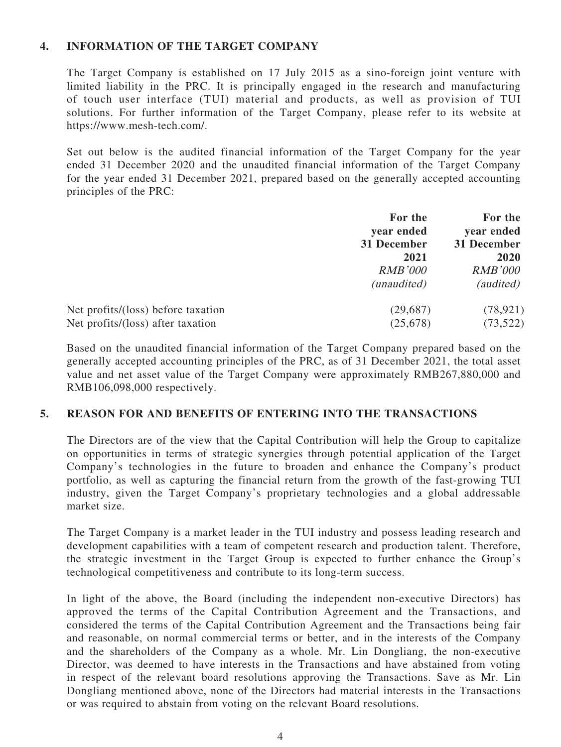## 4. INFORMATION OF THE TARGET COMPANY

The Target Company is established on 17 July 2015 as a sino-foreign joint venture with limited liability in the PRC. It is principally engaged in the research and manufacturing of touch user interface (TUI) material and products, as well as provision of TUI solutions. For further information of the Target Company, please refer to its website at https://www.mesh-tech.com/.

Set out below is the audited financial information of the Target Company for the year ended 31 December 2020 and the unaudited financial information of the Target Company for the year ended 31 December 2021, prepared based on the generally accepted accounting principles of the PRC:

| | **For the year ended 31 December 2021** *RMB'000* *(unaudited)* | **For the year ended 31 December 2020** *RMB'000* *(audited)* |
|---|---|---|
| Net profits/(loss) before taxation | (29,687) | (78,921) |
| Net profits/(loss) after taxation | (25,678) | (73,522) |

Based on the unaudited financial information of the Target Company prepared based on the generally accepted accounting principles of the PRC, as of 31 December 2021, the total asset value and net asset value of the Target Company were approximately RMB267,880,000 and RMB106,098,000 respectively.

## 5. REASON FOR AND BENEFITS OF ENTERING INTO THE TRANSACTIONS

The Directors are of the view that the Capital Contribution will help the Group to capitalize on opportunities in terms of strategic synergies through potential application of the Target Company's technologies in the future to broaden and enhance the Company's product portfolio, as well as capturing the financial return from the growth of the fast-growing TUI industry, given the Target Company's proprietary technologies and a global addressable market size.

The Target Company is a market leader in the TUI industry and possess leading research and development capabilities with a team of competent research and production talent. Therefore, the strategic investment in the Target Group is expected to further enhance the Group's technological competitiveness and contribute to its long-term success.

In light of the above, the Board (including the independent non-executive Directors) has approved the terms of the Capital Contribution Agreement and the Transactions, and considered the terms of the Capital Contribution Agreement and the Transactions being fair and reasonable, on normal commercial terms or better, and in the interests of the Company and the shareholders of the Company as a whole. Mr. Lin Dongliang, the non-executive Director, was deemed to have interests in the Transactions and have abstained from voting in respect of the relevant board resolutions approving the Transactions. Save as Mr. Lin Dongliang mentioned above, none of the Directors had material interests in the Transactions or was required to abstain from voting on the relevant Board resolutions.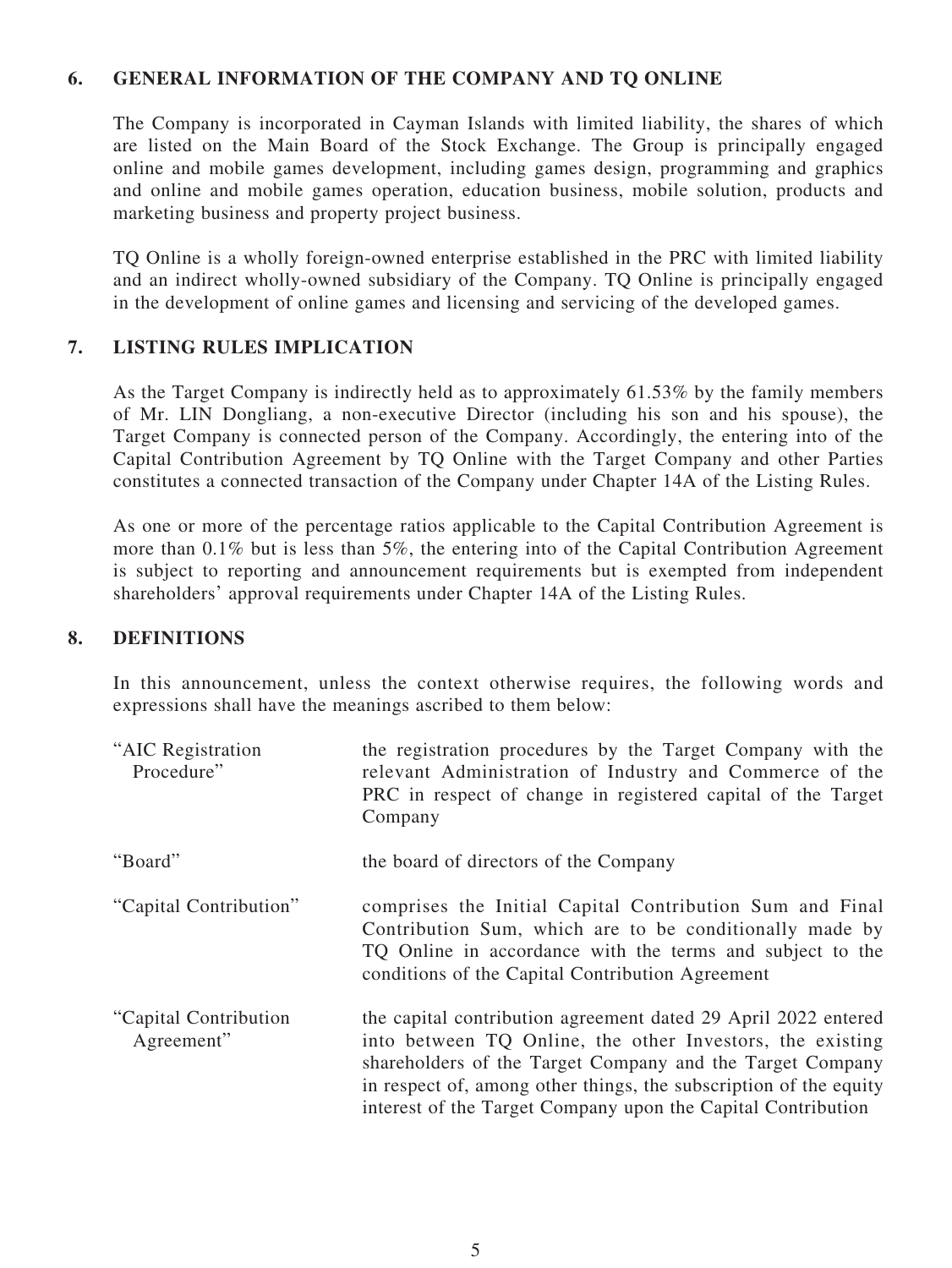## 6. GENERAL INFORMATION OF THE COMPANY AND TQ ONLINE

The Company is incorporated in Cayman Islands with limited liability, the shares of which are listed on the Main Board of the Stock Exchange. The Group is principally engaged online and mobile games development, including games design, programming and graphics and online and mobile games operation, education business, mobile solution, products and marketing business and property project business.

TQ Online is a wholly foreign-owned enterprise established in the PRC with limited liability and an indirect wholly-owned subsidiary of the Company. TQ Online is principally engaged in the development of online games and licensing and servicing of the developed games.

## 7. LISTING RULES IMPLICATION

As the Target Company is indirectly held as to approximately 61.53% by the family members of Mr. LIN Dongliang, a non-executive Director (including his son and his spouse), the Target Company is connected person of the Company. Accordingly, the entering into of the Capital Contribution Agreement by TQ Online with the Target Company and other Parties constitutes a connected transaction of the Company under Chapter 14A of the Listing Rules.

As one or more of the percentage ratios applicable to the Capital Contribution Agreement is more than 0.1% but is less than 5%, the entering into of the Capital Contribution Agreement is subject to reporting and announcement requirements but is exempted from independent shareholders' approval requirements under Chapter 14A of the Listing Rules.

## 8. DEFINITIONS

In this announcement, unless the context otherwise requires, the following words and expressions shall have the meanings ascribed to them below:

| | |
|---|---|
| "AIC Registration Procedure" | the registration procedures by the Target Company with the relevant Administration of Industry and Commerce of the PRC in respect of change in registered capital of the Target Company |
| "Board" | the board of directors of the Company |
| "Capital Contribution" | comprises the Initial Capital Contribution Sum and Final Contribution Sum, which are to be conditionally made by TQ Online in accordance with the terms and subject to the conditions of the Capital Contribution Agreement |
| "Capital Contribution Agreement" | the capital contribution agreement dated 29 April 2022 entered into between TQ Online, the other Investors, the existing shareholders of the Target Company and the Target Company in respect of, among other things, the subscription of the equity interest of the Target Company upon the Capital Contribution |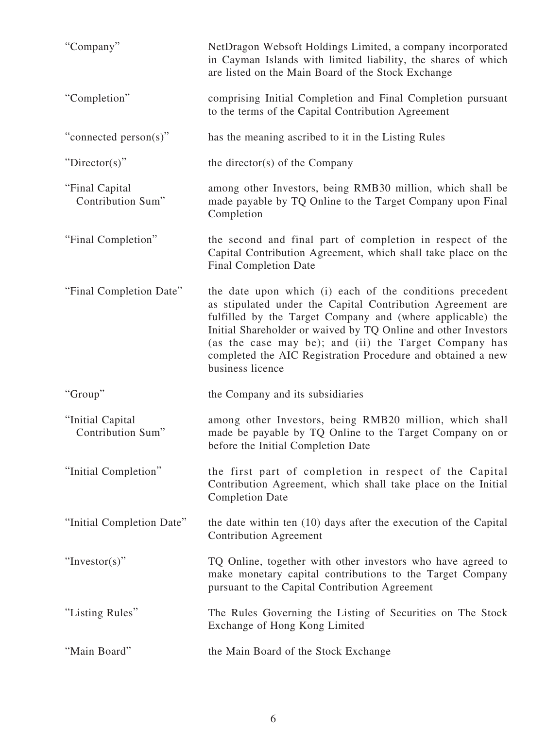| | |
|---|---|
| "Company" | NetDragon Websoft Holdings Limited, a company incorporated in Cayman Islands with limited liability, the shares of which are listed on the Main Board of the Stock Exchange |
| "Completion" | comprising Initial Completion and Final Completion pursuant to the terms of the Capital Contribution Agreement |
| "connected person(s)" | has the meaning ascribed to it in the Listing Rules |
| "Director(s)" | the director(s) of the Company |
| "Final Capital Contribution Sum" | among other Investors, being RMB30 million, which shall be made payable by TQ Online to the Target Company upon Final Completion |
| "Final Completion" | the second and final part of completion in respect of the Capital Contribution Agreement, which shall take place on the Final Completion Date |
| "Final Completion Date" | the date upon which (i) each of the conditions precedent as stipulated under the Capital Contribution Agreement are fulfilled by the Target Company and (where applicable) the Initial Shareholder or waived by TQ Online and other Investors (as the case may be); and (ii) the Target Company has completed the AIC Registration Procedure and obtained a new business licence |
| "Group" | the Company and its subsidiaries |
| "Initial Capital Contribution Sum" | among other Investors, being RMB20 million, which shall made be payable by TQ Online to the Target Company on or before the Initial Completion Date |
| "Initial Completion" | the first part of completion in respect of the Capital Contribution Agreement, which shall take place on the Initial Completion Date |
| "Initial Completion Date" | the date within ten (10) days after the execution of the Capital Contribution Agreement |
| "Investor(s)" | TQ Online, together with other investors who have agreed to make monetary capital contributions to the Target Company pursuant to the Capital Contribution Agreement |
| "Listing Rules" | The Rules Governing the Listing of Securities on The Stock Exchange of Hong Kong Limited |
| "Main Board" | the Main Board of the Stock Exchange |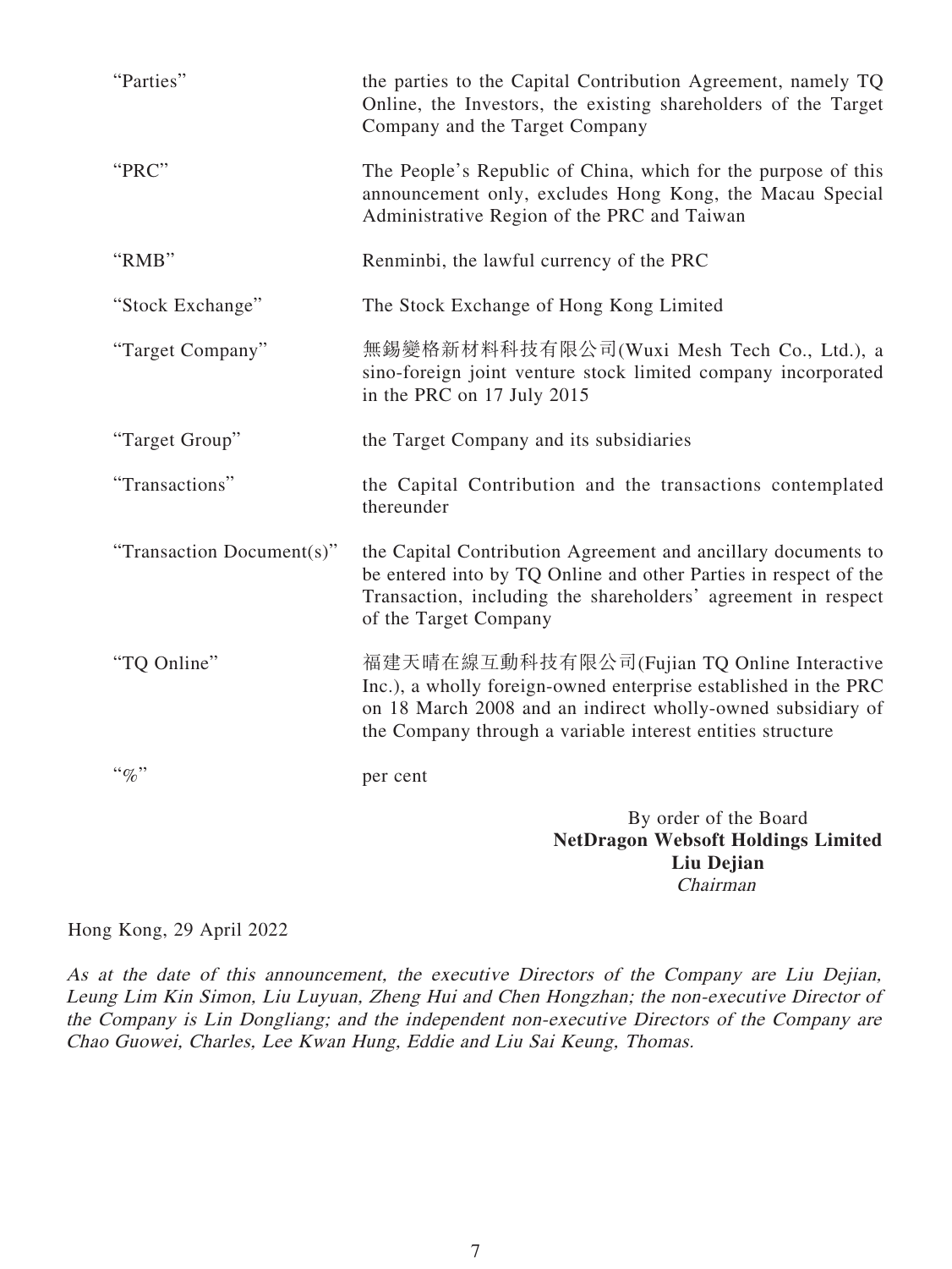| | |
|---|---|
| "Parties" | the parties to the Capital Contribution Agreement, namely TQ Online, the Investors, the existing shareholders of the Target Company and the Target Company |
| "PRC" | The People's Republic of China, which for the purpose of this announcement only, excludes Hong Kong, the Macau Special Administrative Region of the PRC and Taiwan |
| "RMB" | Renminbi, the lawful currency of the PRC |
| "Stock Exchange" | The Stock Exchange of Hong Kong Limited |
| "Target Company" | 無錫變格新材料科技有限公司(Wuxi Mesh Tech Co., Ltd.), a sino-foreign joint venture stock limited company incorporated in the PRC on 17 July 2015 |
| "Target Group" | the Target Company and its subsidiaries |
| "Transactions" | the Capital Contribution and the transactions contemplated thereunder |
| "Transaction Document(s)" | the Capital Contribution Agreement and ancillary documents to be entered into by TQ Online and other Parties in respect of the Transaction, including the shareholders' agreement in respect of the Target Company |
| "TQ Online" | 福建天晴在線互動科技有限公司(Fujian TQ Online Interactive Inc.), a wholly foreign-owned enterprise established in the PRC on 18 March 2008 and an indirect wholly-owned subsidiary of the Company through a variable interest entities structure |
| "%" | per cent |

By order of the Board
**NetDragon Websoft Holdings Limited**
**Liu Dejian**
*Chairman*

Hong Kong, 29 April 2022

*As at the date of this announcement, the executive Directors of the Company are Liu Dejian, Leung Lim Kin Simon, Liu Luyuan, Zheng Hui and Chen Hongzhan; the non-executive Director of the Company is Lin Dongliang; and the independent non-executive Directors of the Company are Chao Guowei, Charles, Lee Kwan Hung, Eddie and Liu Sai Keung, Thomas.*